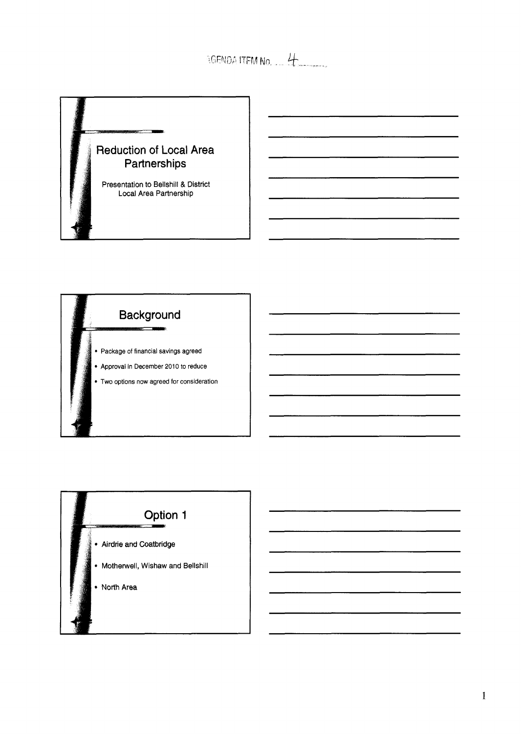AGENDA ITEM No. 4

## Reduction of Local Area Partnerships

Presentation to Bellshill & District Local Area Partnership

## Background

- Package of financial savings agreed
- Approval in December 2010 to reduce
- Two options now agreed for consideration

## Option 1

- Airdrie and Coatbridge
- Motherwell, Wishaw and Bellshill
- North Area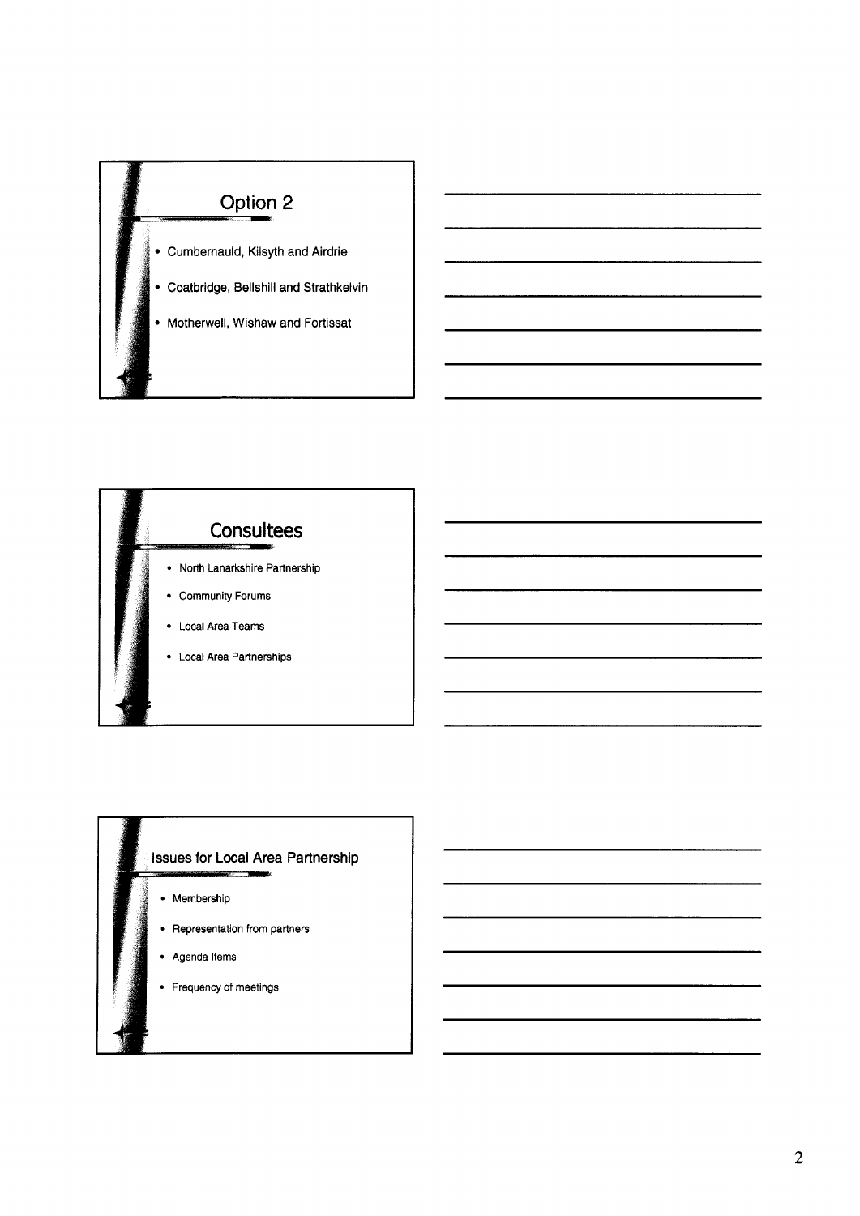## Option 2

- Cumbernauld, Kilsyth and Airdrie
- Coatbridge, Bellshill and Strathkelvin
- Motherwell, Wishaw and Fortissat

## Consultees

- North Lanarkshire Partnership
- Community Forums
- Local Area Teams
- Local Area Partnerships

## Issues for Local Area Partnership

- Membership
- Representation from partners
- Agenda Items
- Frequency of meetings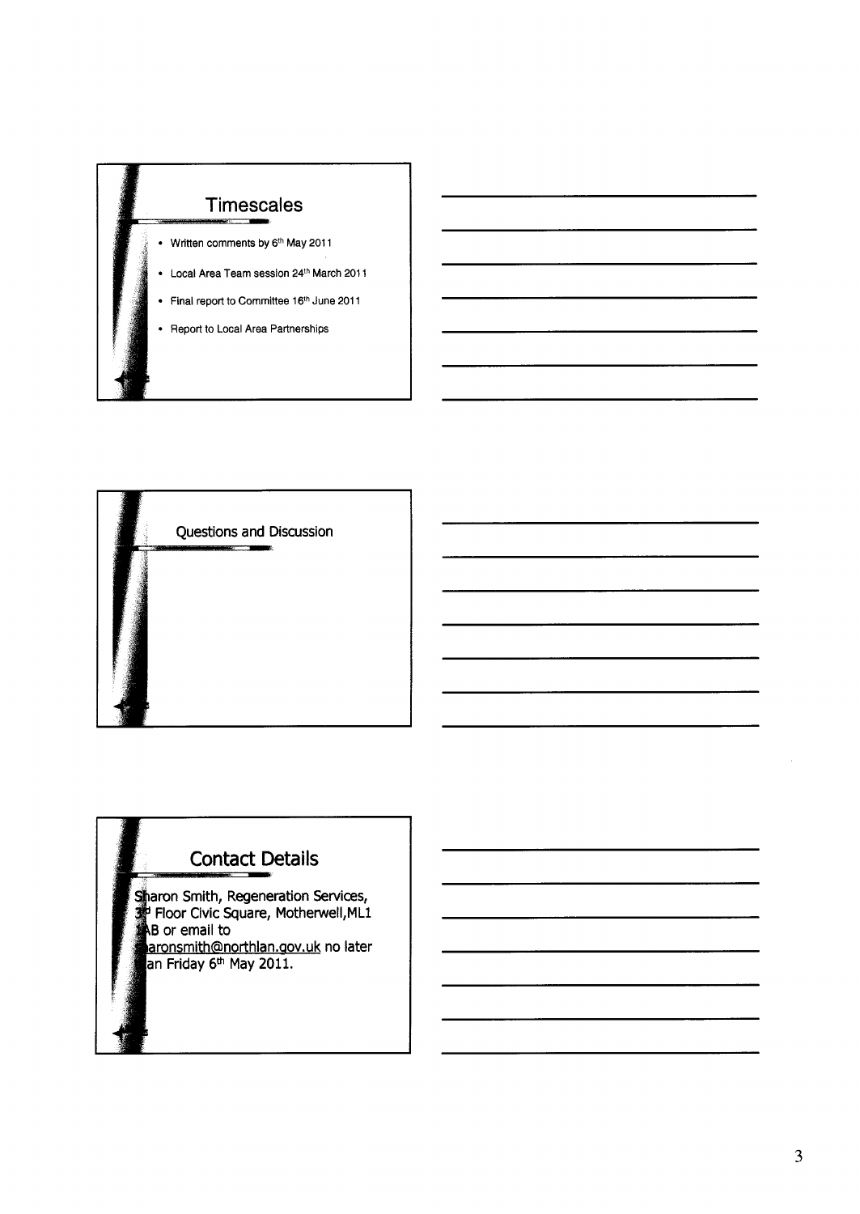## Timescales

- Written comments by 6th May 2011
- Local Area Team session 24th March 2011
- Final report to Committee 16th June 2011
- Report to Local Area Partnerships

## Questions and Discussion

## Contact Details

Sharon Smith, Regeneration Services, 3rd Floor Civic Square, Motherwell,ML1 1AB or email to sharonsmith@northlan.gov.uk no later than Friday 6th May 2011.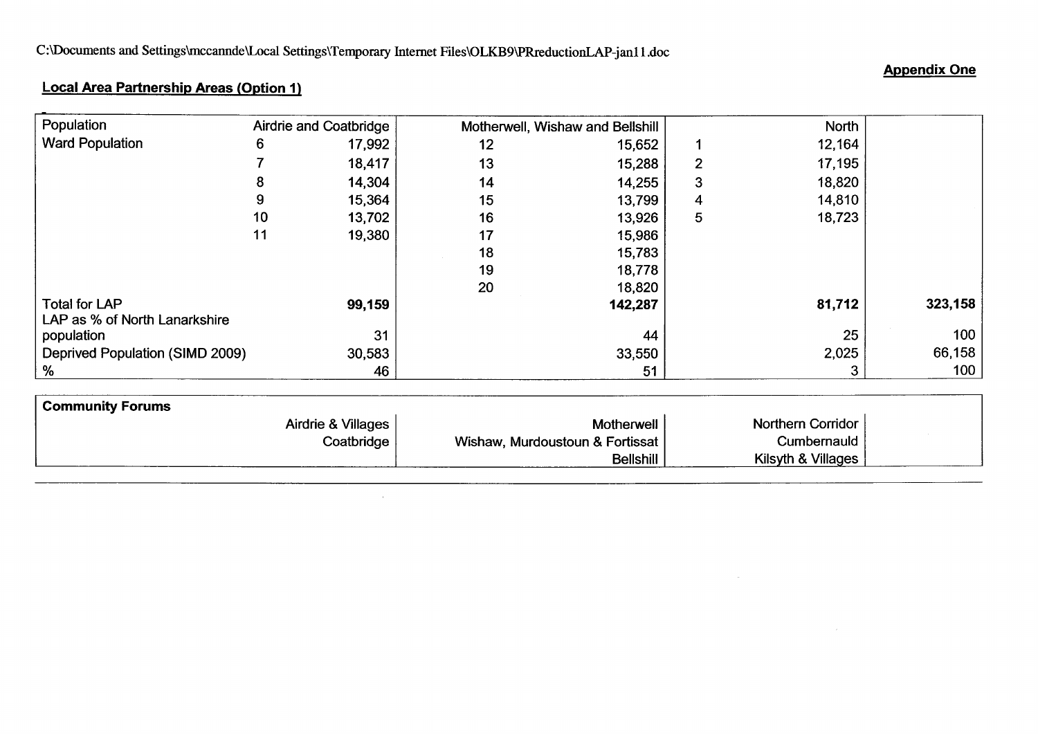C:\Documents and Settings\mccannde\Local Settings\Temporary Internet Files\OLKB9\PRreductionLAP-jan11.doc

**Appendix One**

## Local Area Partnership Areas (Option 1)

| Population | Airdrie and Coatbridge | | Motherwell, Wishaw and Bellshill | | North | | |
|---|---|---|---|---|---|---|---|
| Ward Population | 6 | 17,992 | 12 | 15,652 | 1 | 12,164 | |
| | 7 | 18,417 | 13 | 15,288 | 2 | 17,195 | |
| | 8 | 14,304 | 14 | 14,255 | 3 | 18,820 | |
| | 9 | 15,364 | 15 | 13,799 | 4 | 14,810 | |
| | 10 | 13,702 | 16 | 13,926 | 5 | 18,723 | |
| | 11 | 19,380 | 17 | 15,986 | | | |
| | | | 18 | 15,783 | | | |
| | | | 19 | 18,778 | | | |
| | | | 20 | 18,820 | | | |
| Total for LAP | | **99,159** | | **142,287** | | **81,712** | **323,158** |
| LAP as % of North Lanarkshire population | | 31 | | 44 | | 25 | 100 |
| Deprived Population (SIMD 2009) | | 30,583 | | 33,550 | | 2,025 | 66,158 |
| % | | 46 | | 51 | | 3 | 100 |

| **Community Forums** | | | |
|---|---|---|---|
| | Airdrie & Villages | Motherwell | Northern Corridor |
| | Coatbridge | Wishaw, Murdoustoun & Fortissat | Cumbernauld |
| | | Bellshill | Kilsyth & Villages |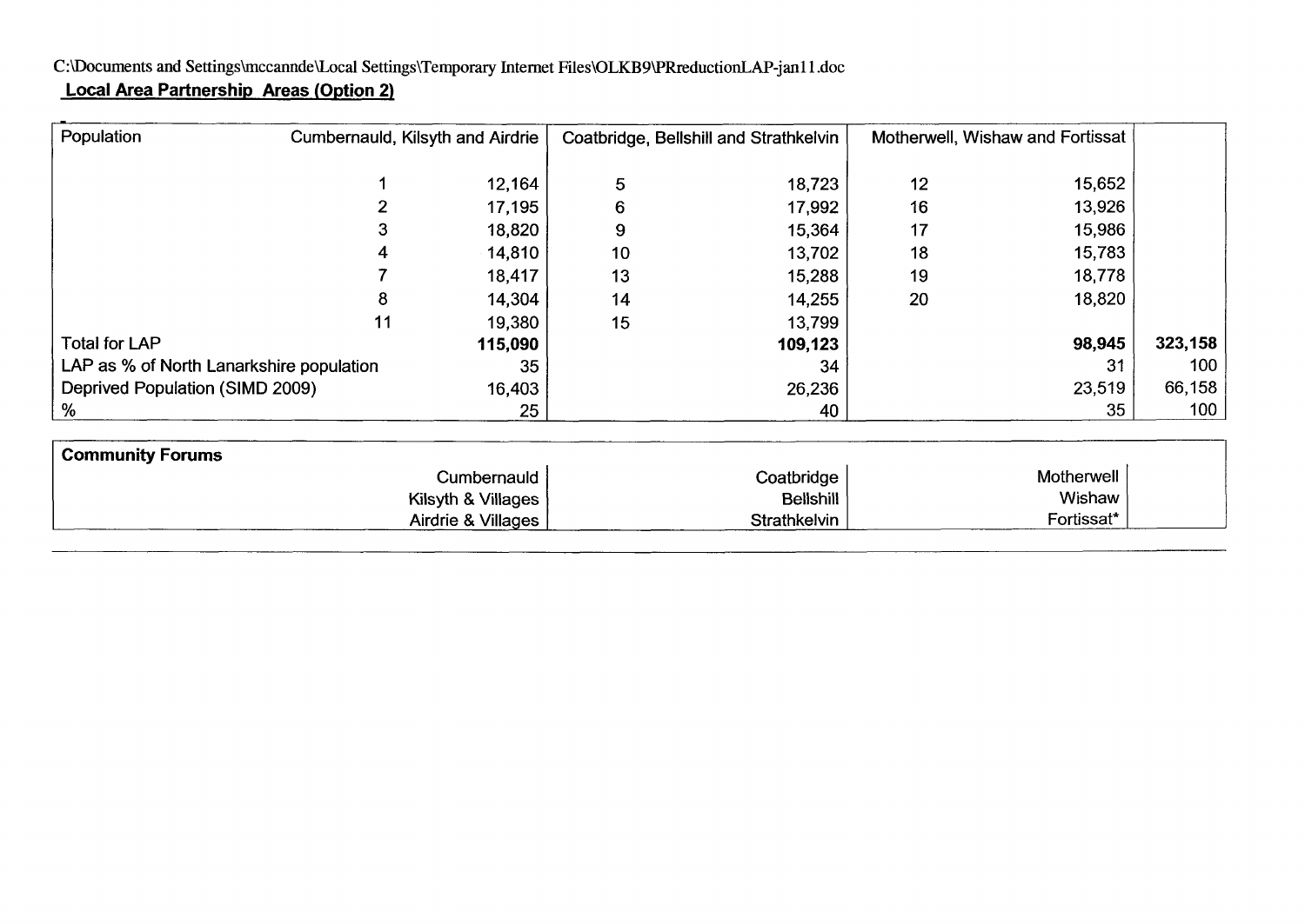C:\Documents and Settings\mccannde\Local Settings\Temporary Internet Files\OLKB9\PRreductionLAP-jan11.doc

**Local Area Partnership Areas (Option 2)**

| Population | Cumbernauld, Kilsyth and Airdrie | | Coatbridge, Bellshill and Strathkelvin | | Motherwell, Wishaw and Fortissat | | |
|---|---|---|---|---|---|---|---|
| | 1 | 12,164 | 5 | 18,723 | 12 | 15,652 | |
| | 2 | 17,195 | 6 | 17,992 | 16 | 13,926 | |
| | 3 | 18,820 | 9 | 15,364 | 17 | 15,986 | |
| | 4 | 14,810 | 10 | 13,702 | 18 | 15,783 | |
| | 7 | 18,417 | 13 | 15,288 | 19 | 18,778 | |
| | 8 | 14,304 | 14 | 14,255 | 20 | 18,820 | |
| | 11 | 19,380 | 15 | 13,799 | | | |
| Total for LAP | | **115,090** | | **109,123** | | **98,945** | **323,158** |
| LAP as % of North Lanarkshire population | | 35 | | 34 | | 31 | 100 |
| Deprived Population (SIMD 2009) | | 16,403 | | 26,236 | | 23,519 | 66,158 |
| % | | 25 | | 40 | | 35 | 100 |

| **Community Forums** | | | | |
|---|---|---|---|---|
| | Cumbernauld | Coatbridge | Motherwell | |
| | Kilsyth & Villages | Bellshill | Wishaw | |
| | Airdrie & Villages | Strathkelvin | Fortissat* | |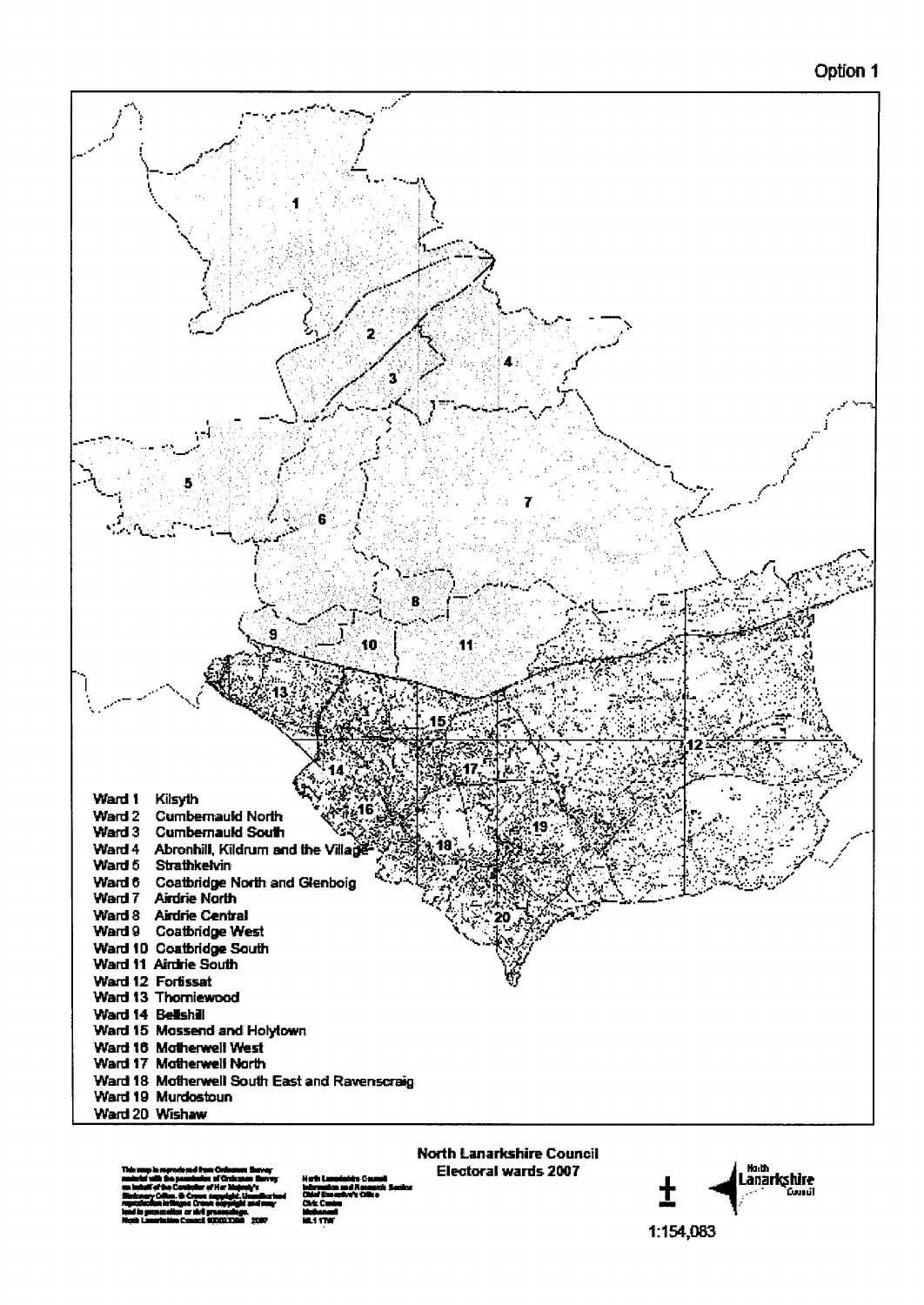Option 1

Ward 1 Kilsyth
Ward 2 Cumbernauld North
Ward 3 Cumbernauld South
Ward 4 Abronhill, Kildrum and the Village
Ward 5 Strathkelvin
Ward 6 Coatbridge North and Glenboig
Ward 7 Airdrie North
Ward 8 Airdrie Central
Ward 9 Coatbridge West
Ward 10 Coatbridge South
Ward 11 Airdrie South
Ward 12 Fortissat
Ward 13 Thorniewood
Ward 14 Bellshill
Ward 15 Mossend and Holytown
Ward 16 Motherwell West
Ward 17 Motherwell North
Ward 18 Motherwell South East and Ravenscraig
Ward 19 Murdostoun
Ward 20 Wishaw

**North Lanarkshire Council**
**Electoral wards 2007**

1:154,083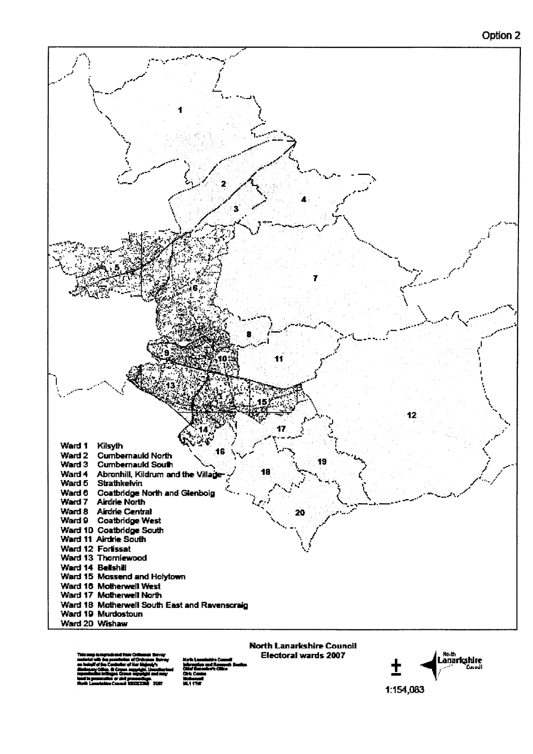Option 2

1

2

3

4

5

6

7

8

9

10

11

12

13

14

15

16

17

18

19

20

Ward 1 Kilsyth
Ward 2 Cumbernauld North
Ward 3 Cumbernauld South
Ward 4 Abronhill, Kildrum and the Village
Ward 5 Strathkelvin
Ward 6 Coatbridge North and Glenboig
Ward 7 Airdrie North
Ward 8 Airdrie Central
Ward 9 Coatbridge West
Ward 10 Coatbridge South
Ward 11 Airdrie South
Ward 12 Fortissat
Ward 13 Thorniewood
Ward 14 Bellshill
Ward 15 Mossend and Holytown
Ward 16 Motherwell West
Ward 17 Motherwell North
Ward 18 Motherwell South East and Ravenscraig
Ward 19 Murdostoun
Ward 20 Wishaw

This map is reproduced from Ordnance Survey material with the permission of Ordnance Survey on behalf of the Controller of Her Majesty's Stationery Office. © Crown copyright. Unauthorised reproduction infringes Crown copyright and may lead to prosecution or civil proceedings. North Lanarkshire Council 100023396 2007

North Lanarkshire Council
Information and Research Section
Chief Executive's Office
Civic Centre
Motherwell
ML1 1TW

**North Lanarkshire Council**
**Electoral wards 2007**

North Lanarkshire Council

1:154,083